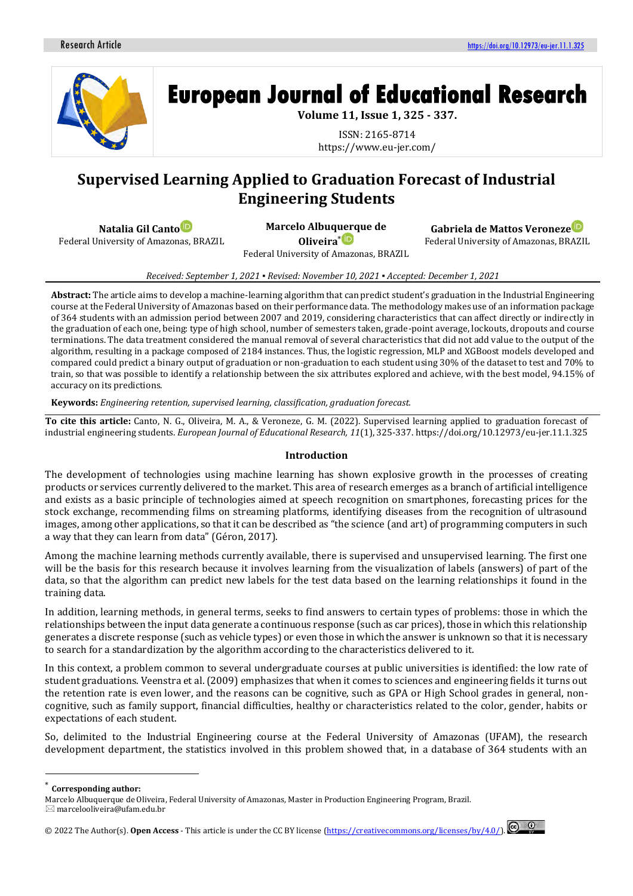Research Article

https://doi.org/10.12973/eu-jer.11.1.325

# European Journal of Educational Research

**Volume 11, Issue 1, 325 - 337.**

ISSN: 2165-8714

https://www.eu-jer.com/

# Supervised Learning Applied to Graduation Forecast of Industrial Engineering Students

**Natalia Gil Canto**
Federal University of Amazonas, BRAZIL

**Marcelo Albuquerque de Oliveira***
Federal University of Amazonas, BRAZIL

**Gabriela de Mattos Veroneze**
Federal University of Amazonas, BRAZIL

*Received: September 1, 2021 ▪ Revised: November 10, 2021 ▪ Accepted: December 1, 2021*

**Abstract:** The article aims to develop a machine-learning algorithm that can predict student's graduation in the Industrial Engineering course at the Federal University of Amazonas based on their performance data. The methodology makes use of an information package of 364 students with an admission period between 2007 and 2019, considering characteristics that can affect directly or indirectly in the graduation of each one, being: type of high school, number of semesters taken, grade-point average, lockouts, dropouts and course terminations. The data treatment considered the manual removal of several characteristics that did not add value to the output of the algorithm, resulting in a package composed of 2184 instances. Thus, the logistic regression, MLP and XGBoost models developed and compared could predict a binary output of graduation or non-graduation to each student using 30% of the dataset to test and 70% to train, so that was possible to identify a relationship between the six attributes explored and achieve, with the best model, 94.15% of accuracy on its predictions.

**Keywords:** *Engineering retention, supervised learning, classification, graduation forecast.*

**To cite this article:** Canto, N. G., Oliveira, M. A., & Veroneze, G. M. (2022). Supervised learning applied to graduation forecast of industrial engineering students. *European Journal of Educational Research, 11*(1), 325-337. https://doi.org/10.12973/eu-jer.11.1.325

## Introduction

The development of technologies using machine learning has shown explosive growth in the processes of creating products or services currently delivered to the market. This area of research emerges as a branch of artificial intelligence and exists as a basic principle of technologies aimed at speech recognition on smartphones, forecasting prices for the stock exchange, recommending films on streaming platforms, identifying diseases from the recognition of ultrasound images, among other applications, so that it can be described as "the science (and art) of programming computers in such a way that they can learn from data" (Géron, 2017).

Among the machine learning methods currently available, there is supervised and unsupervised learning. The first one will be the basis for this research because it involves learning from the visualization of labels (answers) of part of the data, so that the algorithm can predict new labels for the test data based on the learning relationships it found in the training data.

In addition, learning methods, in general terms, seeks to find answers to certain types of problems: those in which the relationships between the input data generate a continuous response (such as car prices), those in which this relationship generates a discrete response (such as vehicle types) or even those in which the answer is unknown so that it is necessary to search for a standardization by the algorithm according to the characteristics delivered to it.

In this context, a problem common to several undergraduate courses at public universities is identified: the low rate of student graduations. Veenstra et al. (2009) emphasizes that when it comes to sciences and engineering fields it turns out the retention rate is even lower, and the reasons can be cognitive, such as GPA or High School grades in general, non-cognitive, such as family support, financial difficulties, healthy or characteristics related to the color, gender, habits or expectations of each student.

So, delimited to the Industrial Engineering course at the Federal University of Amazonas (UFAM), the research development department, the statistics involved in this problem showed that, in a database of 364 students with an

---

* **Corresponding author:**
Marcelo Albuquerque de Oliveira, Federal University of Amazonas, Master in Production Engineering Program, Brazil.
✉ marcelooliveira@ufam.edu.br

© 2022 The Author(s). **Open Access** - This article is under the CC BY license (https://creativecommons.org/licenses/by/4.0/).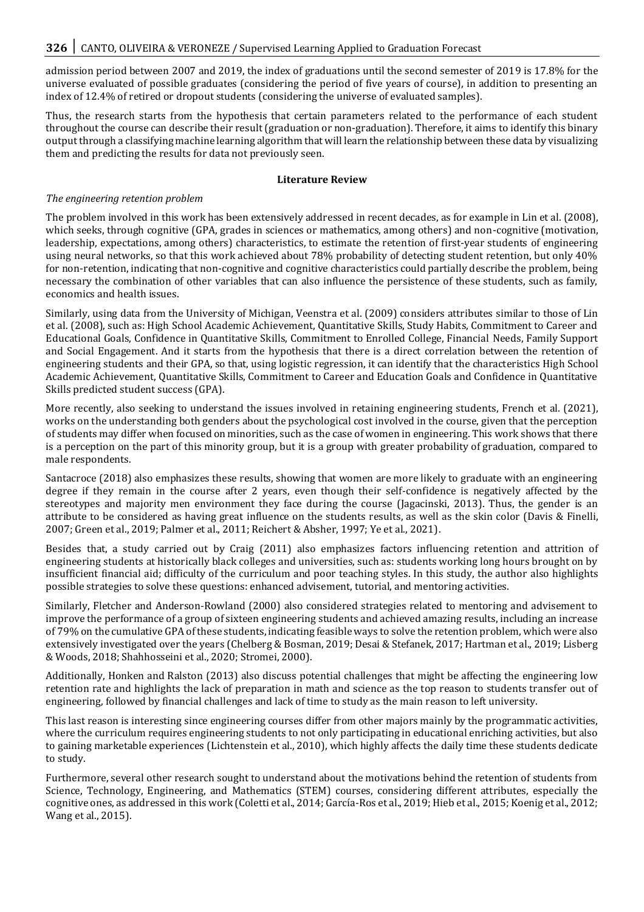admission period between 2007 and 2019, the index of graduations until the second semester of 2019 is 17.8% for the universe evaluated of possible graduates (considering the period of five years of course), in addition to presenting an index of 12.4% of retired or dropout students (considering the universe of evaluated samples).

Thus, the research starts from the hypothesis that certain parameters related to the performance of each student throughout the course can describe their result (graduation or non-graduation). Therefore, it aims to identify this binary output through a classifying machine learning algorithm that will learn the relationship between these data by visualizing them and predicting the results for data not previously seen.

## Literature Review

### *The engineering retention problem*

The problem involved in this work has been extensively addressed in recent decades, as for example in Lin et al. (2008), which seeks, through cognitive (GPA, grades in sciences or mathematics, among others) and non-cognitive (motivation, leadership, expectations, among others) characteristics, to estimate the retention of first-year students of engineering using neural networks, so that this work achieved about 78% probability of detecting student retention, but only 40% for non-retention, indicating that non-cognitive and cognitive characteristics could partially describe the problem, being necessary the combination of other variables that can also influence the persistence of these students, such as family, economics and health issues.

Similarly, using data from the University of Michigan, Veenstra et al. (2009) considers attributes similar to those of Lin et al. (2008), such as: High School Academic Achievement, Quantitative Skills, Study Habits, Commitment to Career and Educational Goals, Confidence in Quantitative Skills, Commitment to Enrolled College, Financial Needs, Family Support and Social Engagement. And it starts from the hypothesis that there is a direct correlation between the retention of engineering students and their GPA, so that, using logistic regression, it can identify that the characteristics High School Academic Achievement, Quantitative Skills, Commitment to Career and Education Goals and Confidence in Quantitative Skills predicted student success (GPA).

More recently, also seeking to understand the issues involved in retaining engineering students, French et al. (2021), works on the understanding both genders about the psychological cost involved in the course, given that the perception of students may differ when focused on minorities, such as the case of women in engineering. This work shows that there is a perception on the part of this minority group, but it is a group with greater probability of graduation, compared to male respondents.

Santacroce (2018) also emphasizes these results, showing that women are more likely to graduate with an engineering degree if they remain in the course after 2 years, even though their self-confidence is negatively affected by the stereotypes and majority men environment they face during the course (Jagacinski, 2013). Thus, the gender is an attribute to be considered as having great influence on the students results, as well as the skin color (Davis & Finelli, 2007; Green et al., 2019; Palmer et al., 2011; Reichert & Absher, 1997; Ye et al., 2021).

Besides that, a study carried out by Craig (2011) also emphasizes factors influencing retention and attrition of engineering students at historically black colleges and universities, such as: students working long hours brought on by insufficient financial aid; difficulty of the curriculum and poor teaching styles. In this study, the author also highlights possible strategies to solve these questions: enhanced advisement, tutorial, and mentoring activities.

Similarly, Fletcher and Anderson-Rowland (2000) also considered strategies related to mentoring and advisement to improve the performance of a group of sixteen engineering students and achieved amazing results, including an increase of 79% on the cumulative GPA of these students, indicating feasible ways to solve the retention problem, which were also extensively investigated over the years (Chelberg & Bosman, 2019; Desai & Stefanek, 2017; Hartman et al., 2019; Lisberg & Woods, 2018; Shahhosseini et al., 2020; Stromei, 2000).

Additionally, Honken and Ralston (2013) also discuss potential challenges that might be affecting the engineering low retention rate and highlights the lack of preparation in math and science as the top reason to students transfer out of engineering, followed by financial challenges and lack of time to study as the main reason to left university.

This last reason is interesting since engineering courses differ from other majors mainly by the programmatic activities, where the curriculum requires engineering students to not only participating in educational enriching activities, but also to gaining marketable experiences (Lichtenstein et al., 2010), which highly affects the daily time these students dedicate to study.

Furthermore, several other research sought to understand about the motivations behind the retention of students from Science, Technology, Engineering, and Mathematics (STEM) courses, considering different attributes, especially the cognitive ones, as addressed in this work (Coletti et al., 2014; García-Ros et al., 2019; Hieb et al., 2015; Koenig et al., 2012; Wang et al., 2015).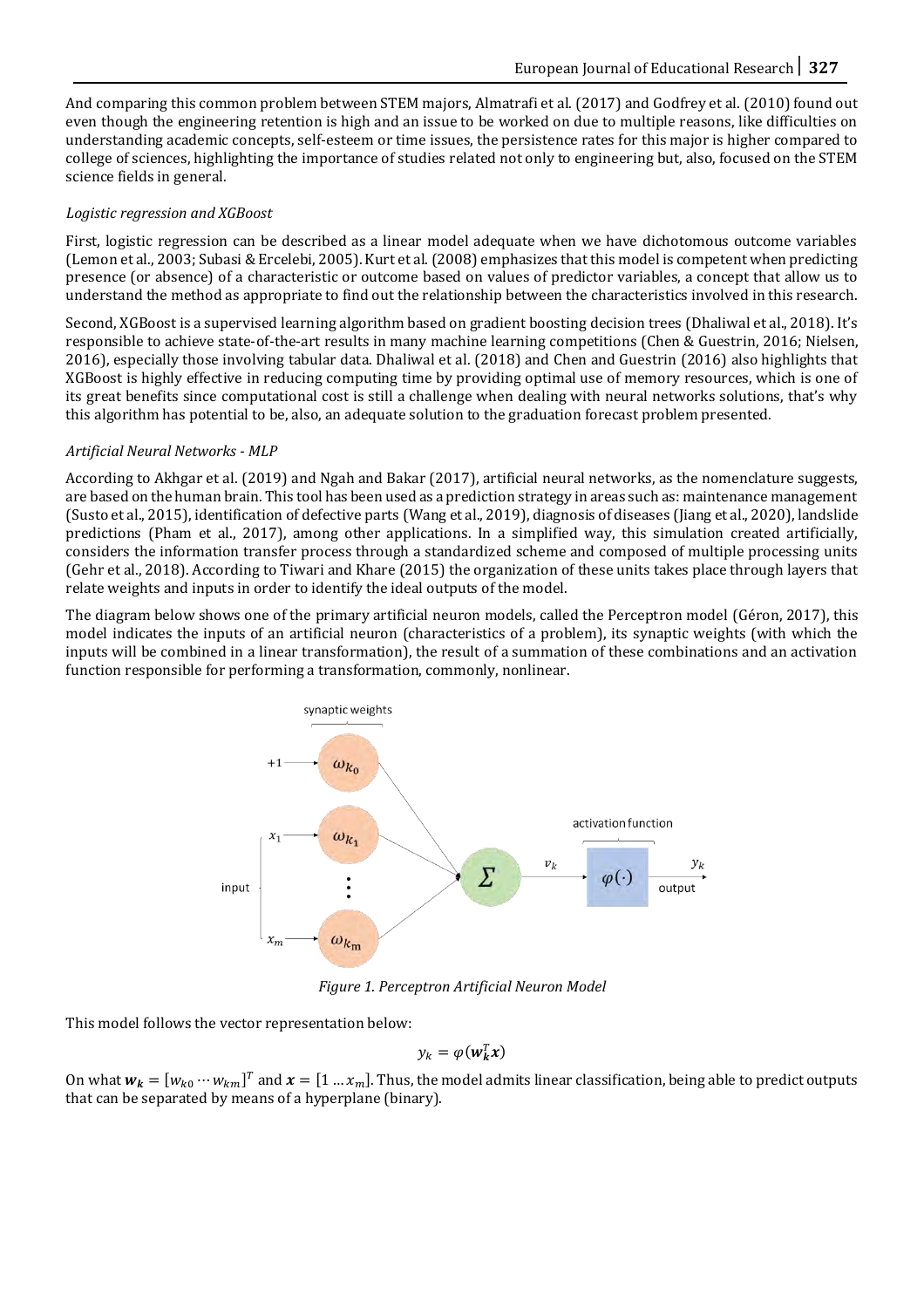And comparing this common problem between STEM majors, Almatrafi et al. (2017) and Godfrey et al. (2010) found out even though the engineering retention is high and an issue to be worked on due to multiple reasons, like difficulties on understanding academic concepts, self-esteem or time issues, the persistence rates for this major is higher compared to college of sciences, highlighting the importance of studies related not only to engineering but, also, focused on the STEM science fields in general.

*Logistic regression and XGBoost*

First, logistic regression can be described as a linear model adequate when we have dichotomous outcome variables (Lemon et al., 2003; Subasi & Ercelebi, 2005). Kurt et al. (2008) emphasizes that this model is competent when predicting presence (or absence) of a characteristic or outcome based on values of predictor variables, a concept that allow us to understand the method as appropriate to find out the relationship between the characteristics involved in this research.

Second, XGBoost is a supervised learning algorithm based on gradient boosting decision trees (Dhaliwal et al., 2018). It's responsible to achieve state-of-the-art results in many machine learning competitions (Chen & Guestrin, 2016; Nielsen, 2016), especially those involving tabular data. Dhaliwal et al. (2018) and Chen and Guestrin (2016) also highlights that XGBoost is highly effective in reducing computing time by providing optimal use of memory resources, which is one of its great benefits since computational cost is still a challenge when dealing with neural networks solutions, that's why this algorithm has potential to be, also, an adequate solution to the graduation forecast problem presented.

*Artificial Neural Networks - MLP*

According to Akhgar et al. (2019) and Ngah and Bakar (2017), artificial neural networks, as the nomenclature suggests, are based on the human brain. This tool has been used as a prediction strategy in areas such as: maintenance management (Susto et al., 2015), identification of defective parts (Wang et al., 2019), diagnosis of diseases (Jiang et al., 2020), landslide predictions (Pham et al., 2017), among other applications. In a simplified way, this simulation created artificially, considers the information transfer process through a standardized scheme and composed of multiple processing units (Gehr et al., 2018). According to Tiwari and Khare (2015) the organization of these units takes place through layers that relate weights and inputs in order to identify the ideal outputs of the model.

The diagram below shows one of the primary artificial neuron models, called the Perceptron model (Géron, 2017), this model indicates the inputs of an artificial neuron (characteristics of a problem), its synaptic weights (with which the inputs will be combined in a linear transformation), the result of a summation of these combinations and an activation function responsible for performing a transformation, commonly, nonlinear.

*Figure 1. Perceptron Artificial Neuron Model*

This model follows the vector representation below:

$$y_k = \varphi(\boldsymbol{w}_k^T \boldsymbol{x})$$

On what $\boldsymbol{w_k} = [w_{k0} \cdots w_{km}]^T$ and $\boldsymbol{x} = [1 \dots x_m]$. Thus, the model admits linear classification, being able to predict outputs that can be separated by means of a hyperplane (binary).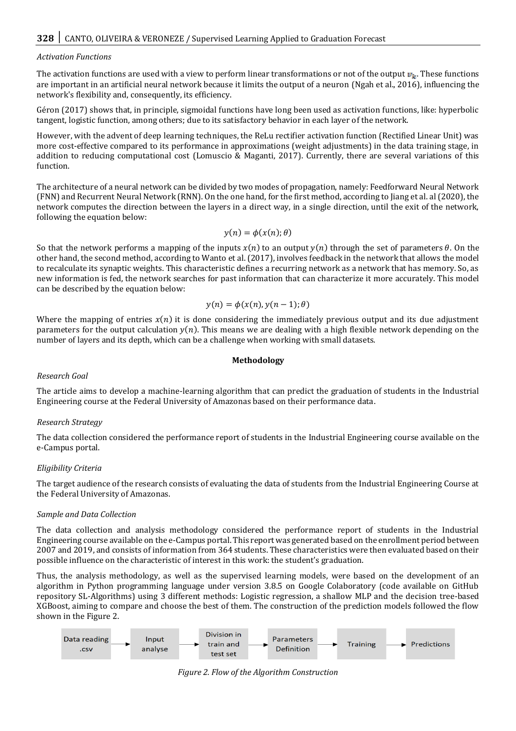*Activation Functions*

The activation functions are used with a view to perform linear transformations or not of the output $v_k$. These functions are important in an artificial neural network because it limits the output of a neuron (Ngah et al., 2016), influencing the network's flexibility and, consequently, its efficiency.

Géron (2017) shows that, in principle, sigmoidal functions have long been used as activation functions, like: hyperbolic tangent, logistic function, among others; due to its satisfactory behavior in each layer of the network.

However, with the advent of deep learning techniques, the ReLu rectifier activation function (Rectified Linear Unit) was more cost-effective compared to its performance in approximations (weight adjustments) in the data training stage, in addition to reducing computational cost (Lomuscio & Maganti, 2017). Currently, there are several variations of this function.

The architecture of a neural network can be divided by two modes of propagation, namely: Feedforward Neural Network (FNN) and Recurrent Neural Network (RNN). On the one hand, for the first method, according to Jiang et al. al (2020), the network computes the direction between the layers in a direct way, in a single direction, until the exit of the network, following the equation below:

$$y(n) = \phi(x(n); \theta)$$

So that the network performs a mapping of the inputs $x(n)$ to an output $y(n)$ through the set of parameters $\theta$. On the other hand, the second method, according to Wanto et al. (2017), involves feedback in the network that allows the model to recalculate its synaptic weights. This characteristic defines a recurring network as a network that has memory. So, as new information is fed, the network searches for past information that can characterize it more accurately. This model can be described by the equation below:

$$y(n) = \phi(x(n), y(n-1); \theta)$$

Where the mapping of entries $x(n)$ it is done considering the immediately previous output and its due adjustment parameters for the output calculation $y(n)$. This means we are dealing with a high flexible network depending on the number of layers and its depth, which can be a challenge when working with small datasets.

## Methodology

*Research Goal*

The article aims to develop a machine-learning algorithm that can predict the graduation of students in the Industrial Engineering course at the Federal University of Amazonas based on their performance data.

*Research Strategy*

The data collection considered the performance report of students in the Industrial Engineering course available on the e-Campus portal.

*Eligibility Criteria*

The target audience of the research consists of evaluating the data of students from the Industrial Engineering Course at the Federal University of Amazonas.

*Sample and Data Collection*

The data collection and analysis methodology considered the performance report of students in the Industrial Engineering course available on the e-Campus portal. This report was generated based on the enrollment period between 2007 and 2019, and consists of information from 364 students. These characteristics were then evaluated based on their possible influence on the characteristic of interest in this work: the student's graduation.

Thus, the analysis methodology, as well as the supervised learning models, were based on the development of an algorithm in Python programming language under version 3.8.5 on Google Colaboratory (code available on GitHub repository SL-Algorithms) using 3 different methods: Logistic regression, a shallow MLP and the decision tree-based XGBoost, aiming to compare and choose the best of them. The construction of the prediction models followed the flow shown in the Figure 2.

Data reading .csv → Input analyse → Division in train and test set → Parameters Definition → Training → Predictions

*Figure 2. Flow of the Algorithm Construction*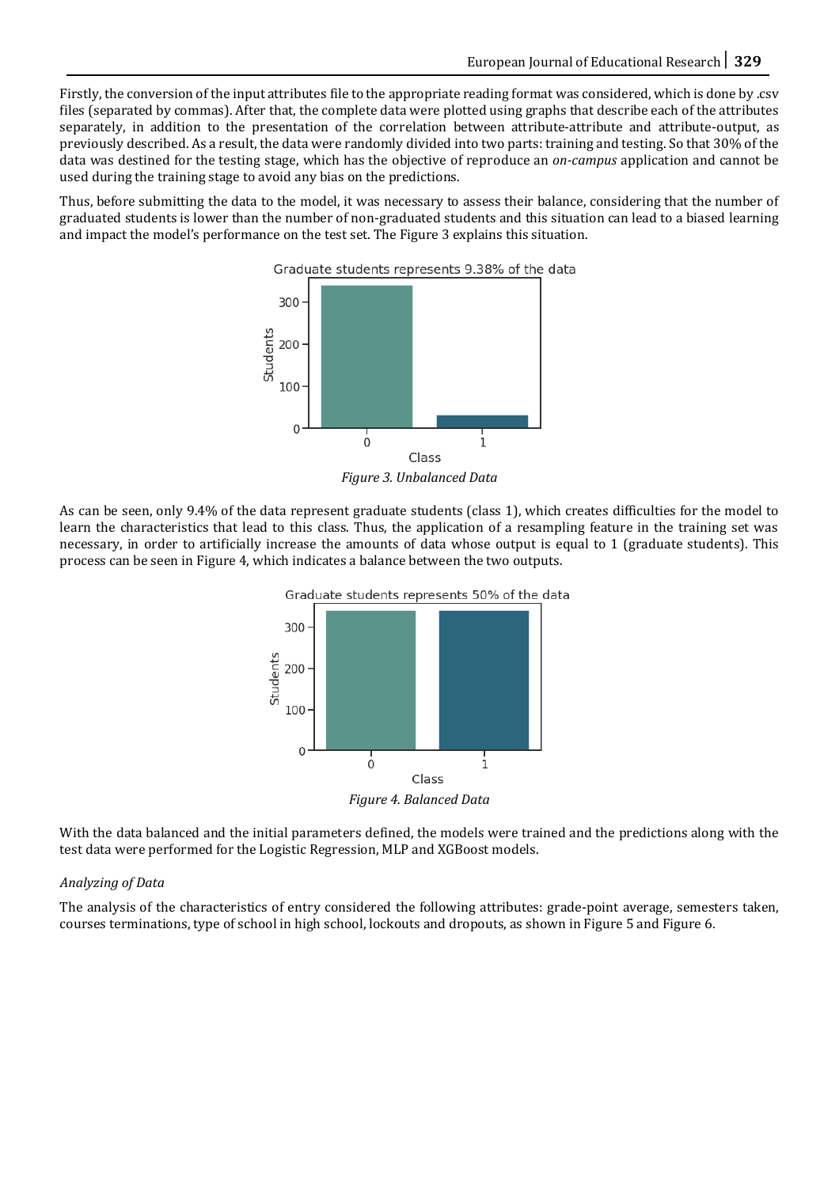Firstly, the conversion of the input attributes file to the appropriate reading format was considered, which is done by .csv files (separated by commas). After that, the complete data were plotted using graphs that describe each of the attributes separately, in addition to the presentation of the correlation between attribute-attribute and attribute-output, as previously described. As a result, the data were randomly divided into two parts: training and testing. So that 30% of the data was destined for the testing stage, which has the objective of reproduce an *on-campus* application and cannot be used during the training stage to avoid any bias on the predictions.

Thus, before submitting the data to the model, it was necessary to assess their balance, considering that the number of graduated students is lower than the number of non-graduated students and this situation can lead to a biased learning and impact the model's performance on the test set. The Figure 3 explains this situation.

*Figure 3. Unbalanced Data*

As can be seen, only 9.4% of the data represent graduate students (class 1), which creates difficulties for the model to learn the characteristics that lead to this class. Thus, the application of a resampling feature in the training set was necessary, in order to artificially increase the amounts of data whose output is equal to 1 (graduate students). This process can be seen in Figure 4, which indicates a balance between the two outputs.

*Figure 4. Balanced Data*

With the data balanced and the initial parameters defined, the models were trained and the predictions along with the test data were performed for the Logistic Regression, MLP and XGBoost models.

*Analyzing of Data*

The analysis of the characteristics of entry considered the following attributes: grade-point average, semesters taken, courses terminations, type of school in high school, lockouts and dropouts, as shown in Figure 5 and Figure 6.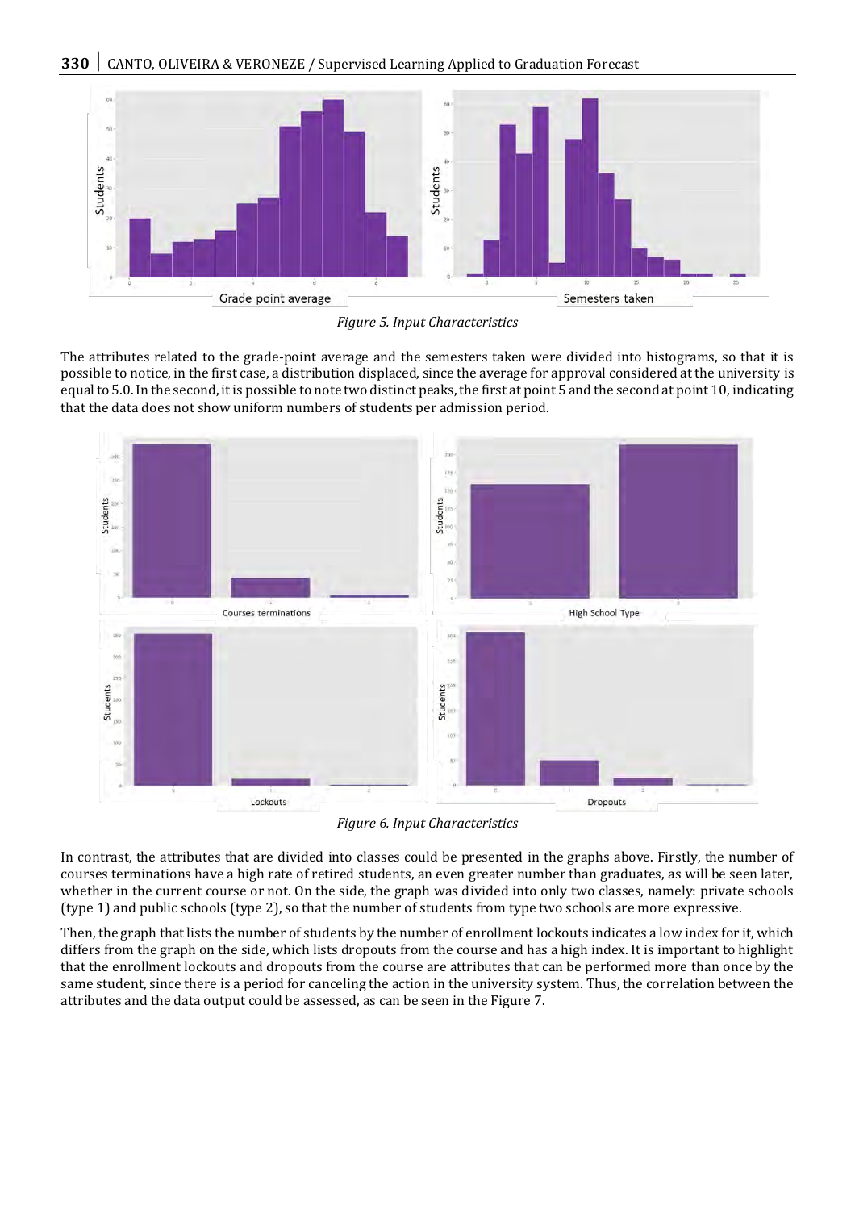*Figure 5. Input Characteristics*

The attributes related to the grade-point average and the semesters taken were divided into histograms, so that it is possible to notice, in the first case, a distribution displaced, since the average for approval considered at the university is equal to 5.0. In the second, it is possible to note two distinct peaks, the first at point 5 and the second at point 10, indicating that the data does not show uniform numbers of students per admission period.

*Figure 6. Input Characteristics*

In contrast, the attributes that are divided into classes could be presented in the graphs above. Firstly, the number of courses terminations have a high rate of retired students, an even greater number than graduates, as will be seen later, whether in the current course or not. On the side, the graph was divided into only two classes, namely: private schools (type 1) and public schools (type 2), so that the number of students from type two schools are more expressive.

Then, the graph that lists the number of students by the number of enrollment lockouts indicates a low index for it, which differs from the graph on the side, which lists dropouts from the course and has a high index. It is important to highlight that the enrollment lockouts and dropouts from the course are attributes that can be performed more than once by the same student, since there is a period for canceling the action in the university system. Thus, the correlation between the attributes and the data output could be assessed, as can be seen in the Figure 7.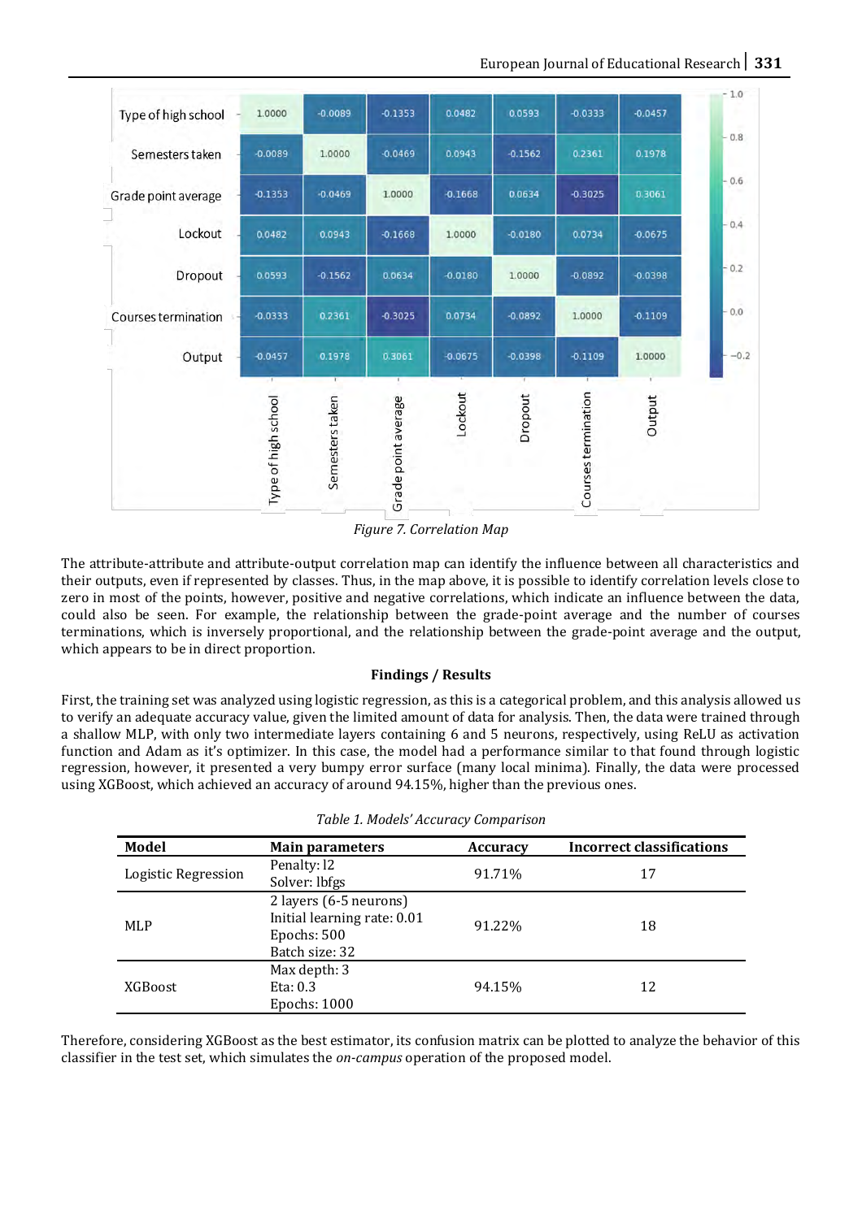| | Type of high school | Semesters taken | Grade point average | Lockout | Dropout | Courses termination | Output |
|---|---|---|---|---|---|---|---|
| Type of high school | 1.0000 | -0.0089 | -0.1353 | 0.0482 | 0.0593 | -0.0333 | -0.0457 |
| Semesters taken | -0.0089 | 1.0000 | -0.0469 | 0.0943 | -0.1562 | 0.2361 | 0.1978 |
| Grade point average | -0.1353 | -0.0469 | 1.0000 | -0.1668 | 0.0634 | -0.3025 | 0.3061 |
| Lockout | 0.0482 | 0.0943 | -0.1668 | 1.0000 | -0.0180 | 0.0734 | -0.0675 |
| Dropout | 0.0593 | -0.1562 | 0.0634 | -0.0180 | 1.0000 | -0.0892 | -0.0398 |
| Courses termination | -0.0333 | 0.2361 | -0.3025 | 0.0734 | -0.0892 | 1.0000 | -0.1109 |
| Output | -0.0457 | 0.1978 | 0.3061 | -0.0675 | -0.0398 | -0.1109 | 1.0000 |

*Figure 7. Correlation Map*

The attribute-attribute and attribute-output correlation map can identify the influence between all characteristics and their outputs, even if represented by classes. Thus, in the map above, it is possible to identify correlation levels close to zero in most of the points, however, positive and negative correlations, which indicate an influence between the data, could also be seen. For example, the relationship between the grade-point average and the number of courses terminations, which is inversely proportional, and the relationship between the grade-point average and the output, which appears to be in direct proportion.

## Findings / Results

First, the training set was analyzed using logistic regression, as this is a categorical problem, and this analysis allowed us to verify an adequate accuracy value, given the limited amount of data for analysis. Then, the data were trained through a shallow MLP, with only two intermediate layers containing 6 and 5 neurons, respectively, using ReLU as activation function and Adam as it's optimizer. In this case, the model had a performance similar to that found through logistic regression, however, it presented a very bumpy error surface (many local minima). Finally, the data were processed using XGBoost, which achieved an accuracy of around 94.15%, higher than the previous ones.

*Table 1. Models' Accuracy Comparison*

| Model | Main parameters | Accuracy | Incorrect classifications |
|---|---|---|---|
| Logistic Regression | Penalty: l2<br>Solver: lbfgs | 91.71% | 17 |
| MLP | 2 layers (6-5 neurons)<br>Initial learning rate: 0.01<br>Epochs: 500<br>Batch size: 32 | 91.22% | 18 |
| XGBoost | Max depth: 3<br>Eta: 0.3<br>Epochs: 1000 | 94.15% | 12 |

Therefore, considering XGBoost as the best estimator, its confusion matrix can be plotted to analyze the behavior of this classifier in the test set, which simulates the *on-campus* operation of the proposed model.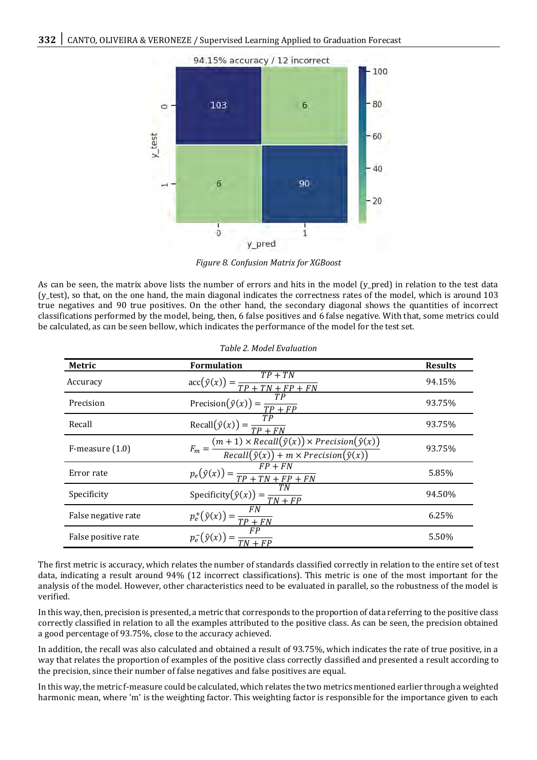*Figure 8. Confusion Matrix for XGBoost*

As can be seen, the matrix above lists the number of errors and hits in the model (y_pred) in relation to the test data (y_test), so that, on the one hand, the main diagonal indicates the correctness rates of the model, which is around 103 true negatives and 90 true positives. On the other hand, the secondary diagonal shows the quantities of incorrect classifications performed by the model, being, then, 6 false positives and 6 false negative. With that, some metrics could be calculated, as can be seen bellow, which indicates the performance of the model for the test set.

*Table 2. Model Evaluation*

| Metric | Formulation | Results |
|---|---|---|
| Accuracy | $\text{acc}(\hat{y}(x)) = \frac{TP + TN}{TP + TN + FP + FN}$ | 94.15% |
| Precision | $\text{Precision}(\hat{y}(x)) = \frac{TP}{TP + FP}$ | 93.75% |
| Recall | $\text{Recall}(\hat{y}(x)) = \frac{TP}{TP + FN}$ | 93.75% |
| F-measure (1.0) | $F_m = \frac{(m+1) \times Recall(\hat{y}(x)) \times Precision(\hat{y}(x))}{Recall(\hat{y}(x)) + m \times Precision(\hat{y}(x))}$ | 93.75% |
| Error rate | $p_e(\hat{y}(x)) = \frac{FP + FN}{TP + TN + FP + FN}$ | 5.85% |
| Specificity | $\text{Specificity}(\hat{y}(x)) = \frac{TN}{TN + FP}$ | 94.50% |
| False negative rate | $p_e^{+}(\hat{y}(x)) = \frac{FN}{TP + FN}$ | 6.25% |
| False positive rate | $p_e^{-}(\hat{y}(x)) = \frac{FP}{TN + FP}$ | 5.50% |

The first metric is accuracy, which relates the number of standards classified correctly in relation to the entire set of test data, indicating a result around 94% (12 incorrect classifications). This metric is one of the most important for the analysis of the model. However, other characteristics need to be evaluated in parallel, so the robustness of the model is verified.

In this way, then, precision is presented, a metric that corresponds to the proportion of data referring to the positive class correctly classified in relation to all the examples attributed to the positive class. As can be seen, the precision obtained a good percentage of 93.75%, close to the accuracy achieved.

In addition, the recall was also calculated and obtained a result of 93.75%, which indicates the rate of true positive, in a way that relates the proportion of examples of the positive class correctly classified and presented a result according to the precision, since their number of false negatives and false positives are equal.

In this way, the metric f-measure could be calculated, which relates the two metrics mentioned earlier through a weighted harmonic mean, where 'm' is the weighting factor. This weighting factor is responsible for the importance given to each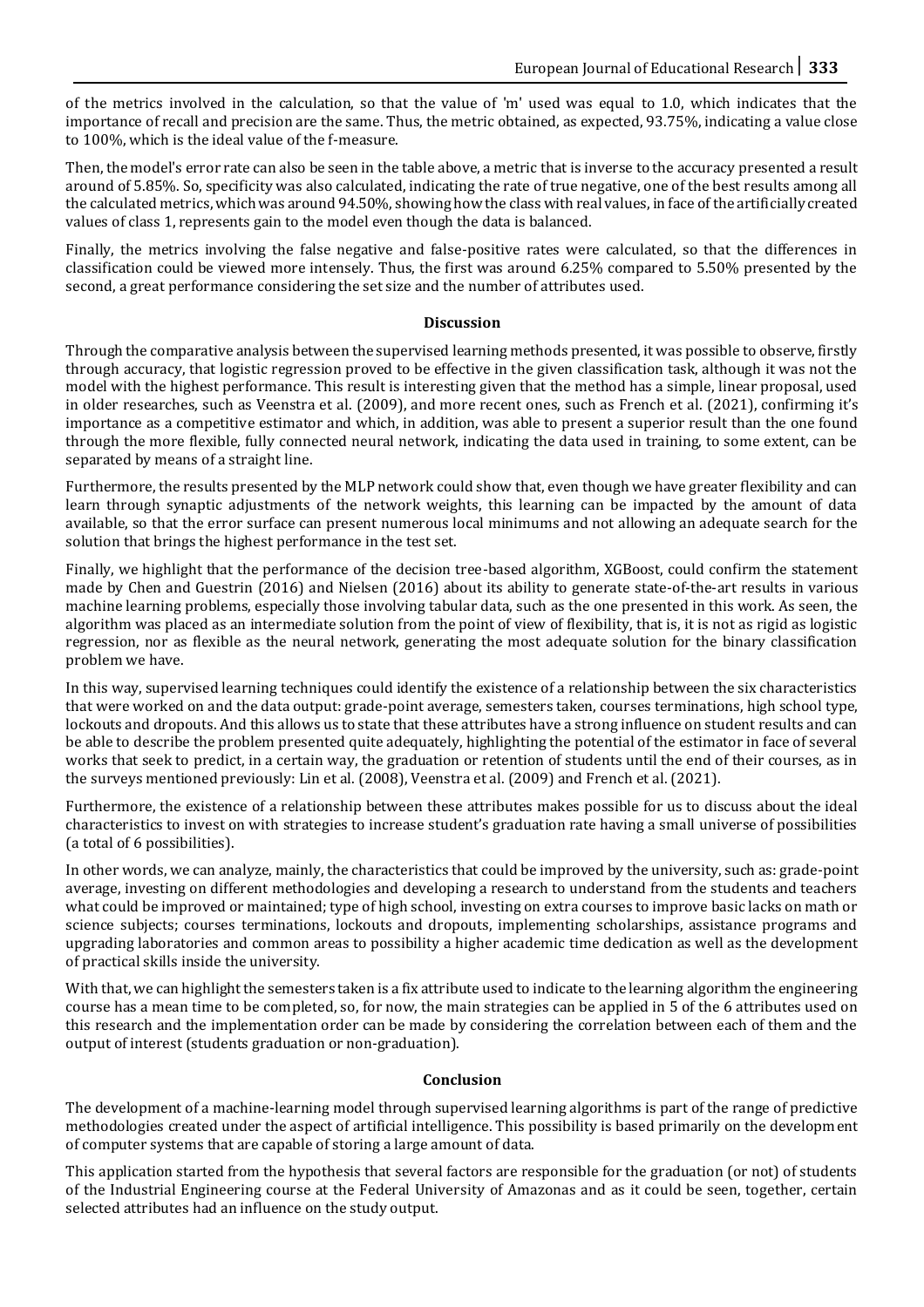of the metrics involved in the calculation, so that the value of 'm' used was equal to 1.0, which indicates that the importance of recall and precision are the same. Thus, the metric obtained, as expected, 93.75%, indicating a value close to 100%, which is the ideal value of the f-measure.

Then, the model's error rate can also be seen in the table above, a metric that is inverse to the accuracy presented a result around of 5.85%. So, specificity was also calculated, indicating the rate of true negative, one of the best results among all the calculated metrics, which was around 94.50%, showing how the class with real values, in face of the artificially created values of class 1, represents gain to the model even though the data is balanced.

Finally, the metrics involving the false negative and false-positive rates were calculated, so that the differences in classification could be viewed more intensely. Thus, the first was around 6.25% compared to 5.50% presented by the second, a great performance considering the set size and the number of attributes used.

## Discussion

Through the comparative analysis between the supervised learning methods presented, it was possible to observe, firstly through accuracy, that logistic regression proved to be effective in the given classification task, although it was not the model with the highest performance. This result is interesting given that the method has a simple, linear proposal, used in older researches, such as Veenstra et al. (2009), and more recent ones, such as French et al. (2021), confirming it's importance as a competitive estimator and which, in addition, was able to present a superior result than the one found through the more flexible, fully connected neural network, indicating the data used in training, to some extent, can be separated by means of a straight line.

Furthermore, the results presented by the MLP network could show that, even though we have greater flexibility and can learn through synaptic adjustments of the network weights, this learning can be impacted by the amount of data available, so that the error surface can present numerous local minimums and not allowing an adequate search for the solution that brings the highest performance in the test set.

Finally, we highlight that the performance of the decision tree-based algorithm, XGBoost, could confirm the statement made by Chen and Guestrin (2016) and Nielsen (2016) about its ability to generate state-of-the-art results in various machine learning problems, especially those involving tabular data, such as the one presented in this work. As seen, the algorithm was placed as an intermediate solution from the point of view of flexibility, that is, it is not as rigid as logistic regression, nor as flexible as the neural network, generating the most adequate solution for the binary classification problem we have.

In this way, supervised learning techniques could identify the existence of a relationship between the six characteristics that were worked on and the data output: grade-point average, semesters taken, courses terminations, high school type, lockouts and dropouts. And this allows us to state that these attributes have a strong influence on student results and can be able to describe the problem presented quite adequately, highlighting the potential of the estimator in face of several works that seek to predict, in a certain way, the graduation or retention of students until the end of their courses, as in the surveys mentioned previously: Lin et al. (2008), Veenstra et al. (2009) and French et al. (2021).

Furthermore, the existence of a relationship between these attributes makes possible for us to discuss about the ideal characteristics to invest on with strategies to increase student's graduation rate having a small universe of possibilities (a total of 6 possibilities).

In other words, we can analyze, mainly, the characteristics that could be improved by the university, such as: grade-point average, investing on different methodologies and developing a research to understand from the students and teachers what could be improved or maintained; type of high school, investing on extra courses to improve basic lacks on math or science subjects; courses terminations, lockouts and dropouts, implementing scholarships, assistance programs and upgrading laboratories and common areas to possibility a higher academic time dedication as well as the development of practical skills inside the university.

With that, we can highlight the semesters taken is a fix attribute used to indicate to the learning algorithm the engineering course has a mean time to be completed, so, for now, the main strategies can be applied in 5 of the 6 attributes used on this research and the implementation order can be made by considering the correlation between each of them and the output of interest (students graduation or non-graduation).

## Conclusion

The development of a machine-learning model through supervised learning algorithms is part of the range of predictive methodologies created under the aspect of artificial intelligence. This possibility is based primarily on the development of computer systems that are capable of storing a large amount of data.

This application started from the hypothesis that several factors are responsible for the graduation (or not) of students of the Industrial Engineering course at the Federal University of Amazonas and as it could be seen, together, certain selected attributes had an influence on the study output.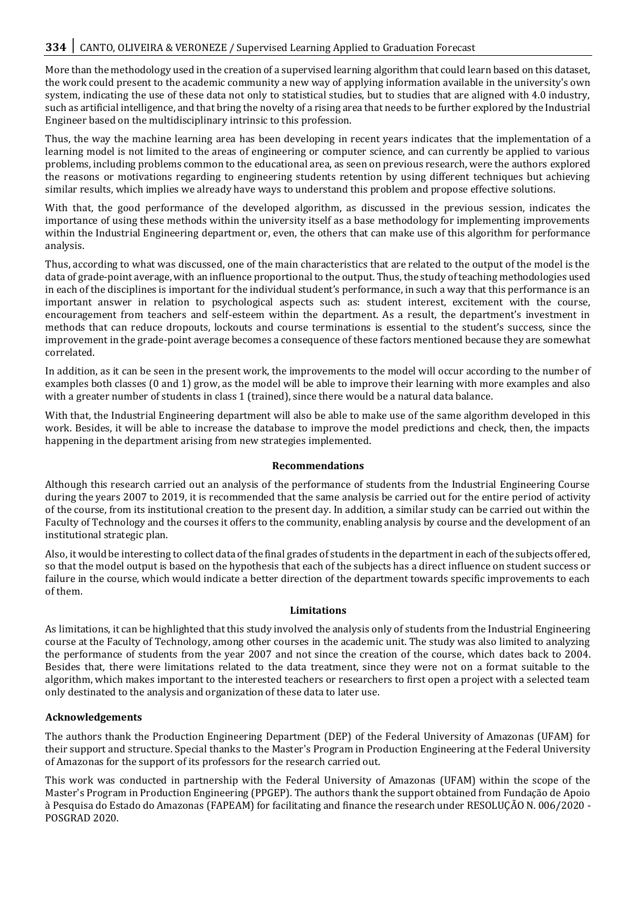More than the methodology used in the creation of a supervised learning algorithm that could learn based on this dataset, the work could present to the academic community a new way of applying information available in the university's own system, indicating the use of these data not only to statistical studies, but to studies that are aligned with 4.0 industry, such as artificial intelligence, and that bring the novelty of a rising area that needs to be further explored by the Industrial Engineer based on the multidisciplinary intrinsic to this profession.

Thus, the way the machine learning area has been developing in recent years indicates that the implementation of a learning model is not limited to the areas of engineering or computer science, and can currently be applied to various problems, including problems common to the educational area, as seen on previous research, were the authors explored the reasons or motivations regarding to engineering students retention by using different techniques but achieving similar results, which implies we already have ways to understand this problem and propose effective solutions.

With that, the good performance of the developed algorithm, as discussed in the previous session, indicates the importance of using these methods within the university itself as a base methodology for implementing improvements within the Industrial Engineering department or, even, the others that can make use of this algorithm for performance analysis.

Thus, according to what was discussed, one of the main characteristics that are related to the output of the model is the data of grade-point average, with an influence proportional to the output. Thus, the study of teaching methodologies used in each of the disciplines is important for the individual student's performance, in such a way that this performance is an important answer in relation to psychological aspects such as: student interest, excitement with the course, encouragement from teachers and self-esteem within the department. As a result, the department's investment in methods that can reduce dropouts, lockouts and course terminations is essential to the student's success, since the improvement in the grade-point average becomes a consequence of these factors mentioned because they are somewhat correlated.

In addition, as it can be seen in the present work, the improvements to the model will occur according to the number of examples both classes (0 and 1) grow, as the model will be able to improve their learning with more examples and also with a greater number of students in class 1 (trained), since there would be a natural data balance.

With that, the Industrial Engineering department will also be able to make use of the same algorithm developed in this work. Besides, it will be able to increase the database to improve the model predictions and check, then, the impacts happening in the department arising from new strategies implemented.

## Recommendations

Although this research carried out an analysis of the performance of students from the Industrial Engineering Course during the years 2007 to 2019, it is recommended that the same analysis be carried out for the entire period of activity of the course, from its institutional creation to the present day. In addition, a similar study can be carried out within the Faculty of Technology and the courses it offers to the community, enabling analysis by course and the development of an institutional strategic plan.

Also, it would be interesting to collect data of the final grades of students in the department in each of the subjects offered, so that the model output is based on the hypothesis that each of the subjects has a direct influence on student success or failure in the course, which would indicate a better direction of the department towards specific improvements to each of them.

## Limitations

As limitations, it can be highlighted that this study involved the analysis only of students from the Industrial Engineering course at the Faculty of Technology, among other courses in the academic unit. The study was also limited to analyzing the performance of students from the year 2007 and not since the creation of the course, which dates back to 2004. Besides that, there were limitations related to the data treatment, since they were not on a format suitable to the algorithm, which makes important to the interested teachers or researchers to first open a project with a selected team only destinated to the analysis and organization of these data to later use.

## Acknowledgements

The authors thank the Production Engineering Department (DEP) of the Federal University of Amazonas (UFAM) for their support and structure. Special thanks to the Master's Program in Production Engineering at the Federal University of Amazonas for the support of its professors for the research carried out.

This work was conducted in partnership with the Federal University of Amazonas (UFAM) within the scope of the Master's Program in Production Engineering (PPGEP). The authors thank the support obtained from Fundação de Apoio à Pesquisa do Estado do Amazonas (FAPEAM) for facilitating and finance the research under RESOLUÇÃO N. 006/2020 - POSGRAD 2020.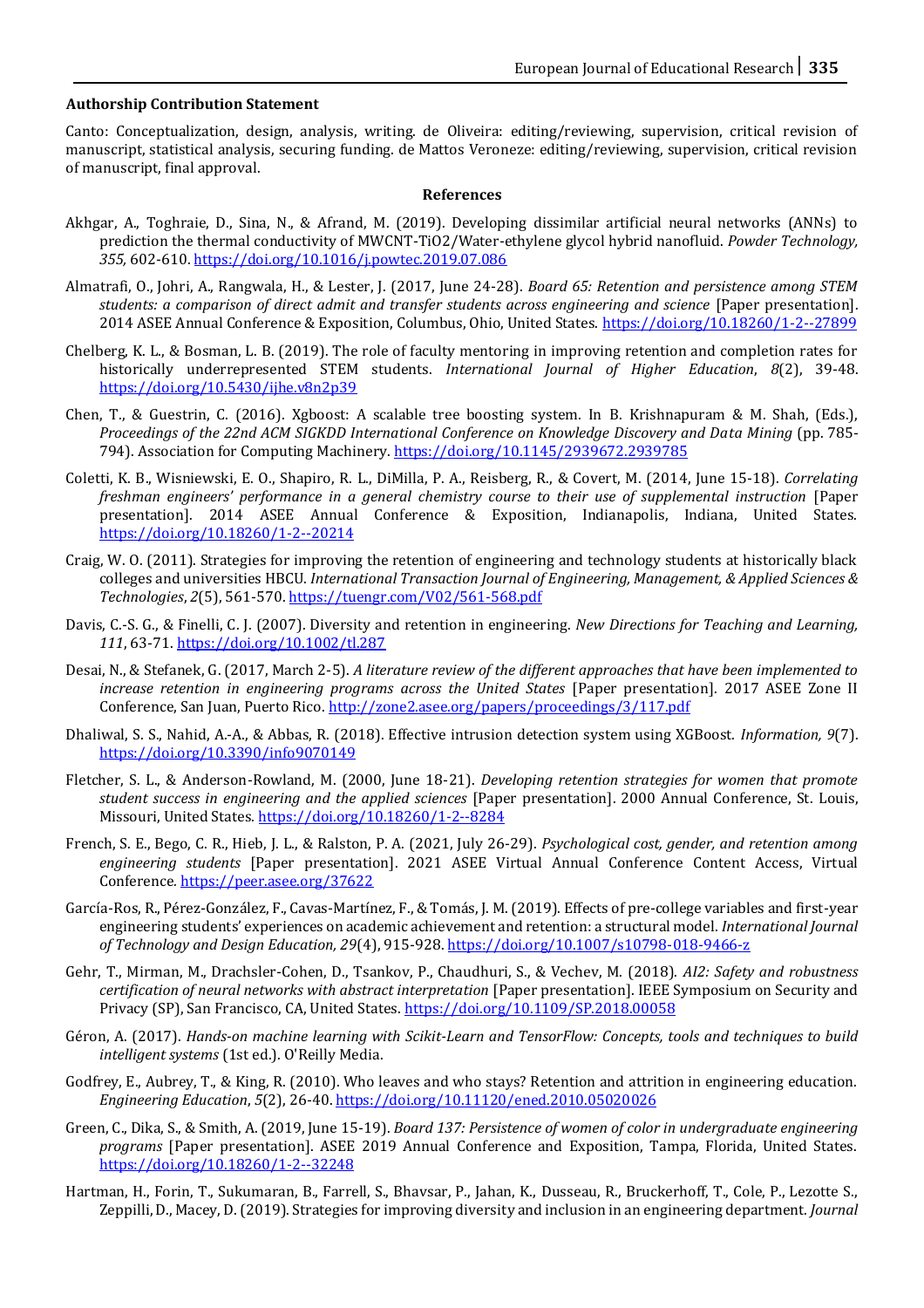**Authorship Contribution Statement**

Canto: Conceptualization, design, analysis, writing. de Oliveira: editing/reviewing, supervision, critical revision of manuscript, statistical analysis, securing funding. de Mattos Veroneze: editing/reviewing, supervision, critical revision of manuscript, final approval.

## References

Akhgar, A., Toghraie, D., Sina, N., & Afrand, M. (2019). Developing dissimilar artificial neural networks (ANNs) to prediction the thermal conductivity of MWCNT-TiO2/Water-ethylene glycol hybrid nanofluid. *Powder Technology, 355,* 602-610. https://doi.org/10.1016/j.powtec.2019.07.086

Almatrafi, O., Johri, A., Rangwala, H., & Lester, J. (2017, June 24-28). *Board 65: Retention and persistence among STEM students: a comparison of direct admit and transfer students across engineering and science* [Paper presentation]. 2014 ASEE Annual Conference & Exposition, Columbus, Ohio, United States. https://doi.org/10.18260/1-2--27899

Chelberg, K. L., & Bosman, L. B. (2019). The role of faculty mentoring in improving retention and completion rates for historically underrepresented STEM students. *International Journal of Higher Education*, *8*(2), 39-48. https://doi.org/10.5430/ijhe.v8n2p39

Chen, T., & Guestrin, C. (2016). Xgboost: A scalable tree boosting system. In B. Krishnapuram & M. Shah, (Eds.), *Proceedings of the 22nd ACM SIGKDD International Conference on Knowledge Discovery and Data Mining* (pp. 785-794). Association for Computing Machinery. https://doi.org/10.1145/2939672.2939785

Coletti, K. B., Wisniewski, E. O., Shapiro, R. L., DiMilla, P. A., Reisberg, R., & Covert, M. (2014, June 15-18). *Correlating freshman engineers' performance in a general chemistry course to their use of supplemental instruction* [Paper presentation]. 2014 ASEE Annual Conference & Exposition, Indianapolis, Indiana, United States. https://doi.org/10.18260/1-2--20214

Craig, W. O. (2011). Strategies for improving the retention of engineering and technology students at historically black colleges and universities HBCU. *International Transaction Journal of Engineering, Management, & Applied Sciences & Technologies*, *2*(5), 561-570. https://tuengr.com/V02/561-568.pdf

Davis, C.-S. G., & Finelli, C. J. (2007). Diversity and retention in engineering. *New Directions for Teaching and Learning, 111*, 63-71. https://doi.org/10.1002/tl.287

Desai, N., & Stefanek, G. (2017, March 2-5). *A literature review of the different approaches that have been implemented to increase retention in engineering programs across the United States* [Paper presentation]. 2017 ASEE Zone II Conference, San Juan, Puerto Rico. http://zone2.asee.org/papers/proceedings/3/117.pdf

Dhaliwal, S. S., Nahid, A.-A., & Abbas, R. (2018). Effective intrusion detection system using XGBoost. *Information, 9*(7). https://doi.org/10.3390/info9070149

Fletcher, S. L., & Anderson-Rowland, M. (2000, June 18-21). *Developing retention strategies for women that promote student success in engineering and the applied sciences* [Paper presentation]. 2000 Annual Conference, St. Louis, Missouri, United States. https://doi.org/10.18260/1-2--8284

French, S. E., Bego, C. R., Hieb, J. L., & Ralston, P. A. (2021, July 26-29). *Psychological cost, gender, and retention among engineering students* [Paper presentation]. 2021 ASEE Virtual Annual Conference Content Access, Virtual Conference. https://peer.asee.org/37622

García-Ros, R., Pérez-González, F., Cavas-Martínez, F., & Tomás, J. M. (2019). Effects of pre-college variables and first-year engineering students' experiences on academic achievement and retention: a structural model. *International Journal of Technology and Design Education, 29*(4), 915-928. https://doi.org/10.1007/s10798-018-9466-z

Gehr, T., Mirman, M., Drachsler-Cohen, D., Tsankov, P., Chaudhuri, S., & Vechev, M. (2018). *AI2: Safety and robustness certification of neural networks with abstract interpretation* [Paper presentation]. IEEE Symposium on Security and Privacy (SP), San Francisco, CA, United States. https://doi.org/10.1109/SP.2018.00058

Géron, A. (2017). *Hands-on machine learning with Scikit-Learn and TensorFlow: Concepts, tools and techniques to build intelligent systems* (1st ed.). O'Reilly Media.

Godfrey, E., Aubrey, T., & King, R. (2010). Who leaves and who stays? Retention and attrition in engineering education. *Engineering Education*, *5*(2), 26-40. https://doi.org/10.11120/ened.2010.05020026

Green, C., Dika, S., & Smith, A. (2019, June 15-19). *Board 137: Persistence of women of color in undergraduate engineering programs* [Paper presentation]. ASEE 2019 Annual Conference and Exposition, Tampa, Florida, United States. https://doi.org/10.18260/1-2--32248

Hartman, H., Forin, T., Sukumaran, B., Farrell, S., Bhavsar, P., Jahan, K., Dusseau, R., Bruckerhoff, T., Cole, P., Lezotte S., Zeppilli, D., Macey, D. (2019). Strategies for improving diversity and inclusion in an engineering department. *Journal*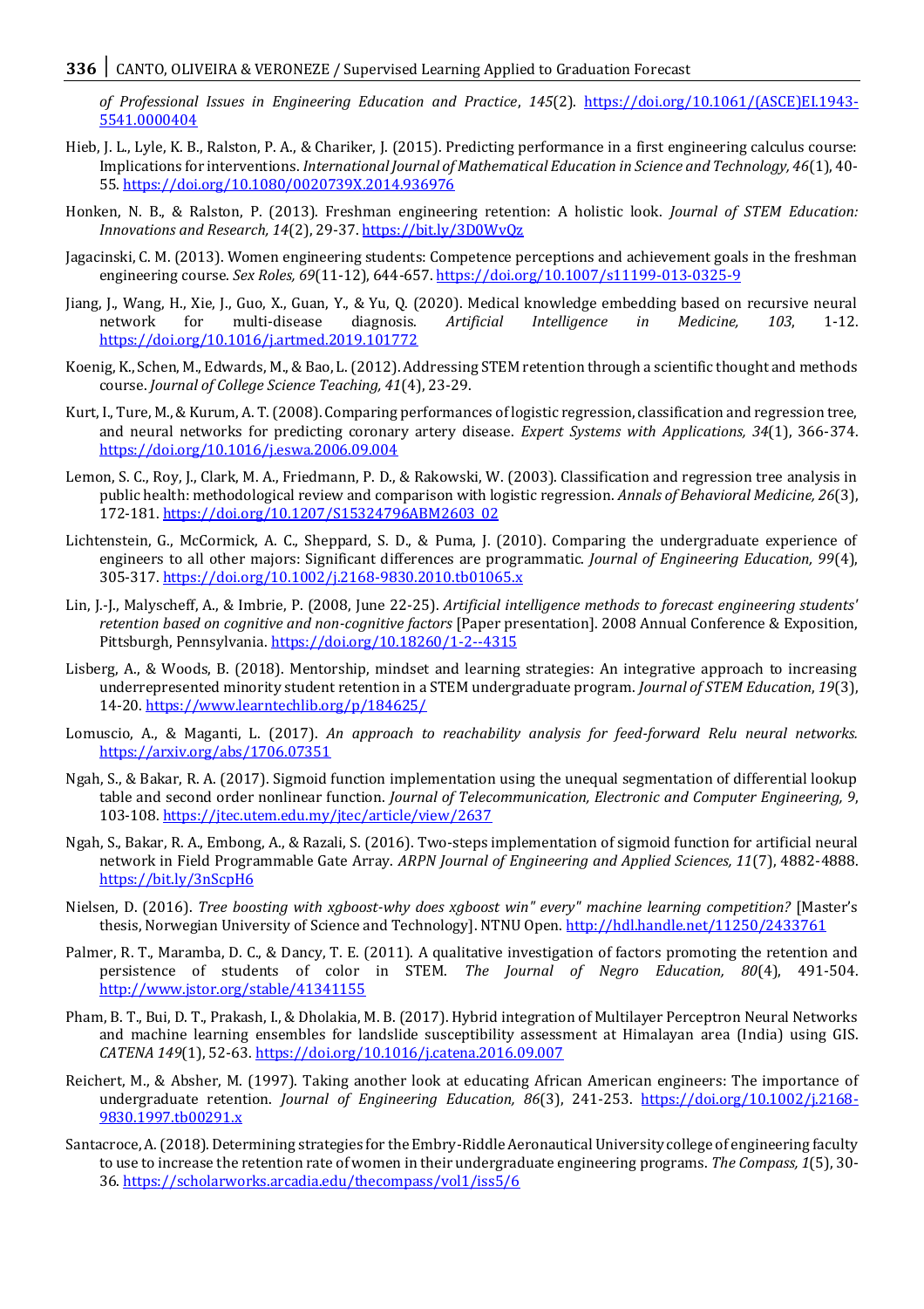*of Professional Issues in Engineering Education and Practice*, *145*(2). https://doi.org/10.1061/(ASCE)EI.1943-5541.0000404

Hieb, J. L., Lyle, K. B., Ralston, P. A., & Chariker, J. (2015). Predicting performance in a first engineering calculus course: Implications for interventions. *International Journal of Mathematical Education in Science and Technology, 46*(1), 40-55. https://doi.org/10.1080/0020739X.2014.936976

Honken, N. B., & Ralston, P. (2013). Freshman engineering retention: A holistic look. *Journal of STEM Education: Innovations and Research, 14*(2), 29-37. https://bit.ly/3D0WvQz

Jagacinski, C. M. (2013). Women engineering students: Competence perceptions and achievement goals in the freshman engineering course. *Sex Roles, 69*(11-12), 644-657. https://doi.org/10.1007/s11199-013-0325-9

Jiang, J., Wang, H., Xie, J., Guo, X., Guan, Y., & Yu, Q. (2020). Medical knowledge embedding based on recursive neural network for multi-disease diagnosis. *Artificial Intelligence in Medicine, 103*, 1-12. https://doi.org/10.1016/j.artmed.2019.101772

Koenig, K., Schen, M., Edwards, M., & Bao, L. (2012). Addressing STEM retention through a scientific thought and methods course. *Journal of College Science Teaching, 41*(4), 23-29.

Kurt, I., Ture, M., & Kurum, A. T. (2008). Comparing performances of logistic regression, classification and regression tree, and neural networks for predicting coronary artery disease. *Expert Systems with Applications, 34*(1), 366-374. https://doi.org/10.1016/j.eswa.2006.09.004

Lemon, S. C., Roy, J., Clark, M. A., Friedmann, P. D., & Rakowski, W. (2003). Classification and regression tree analysis in public health: methodological review and comparison with logistic regression. *Annals of Behavioral Medicine, 26*(3), 172-181. https://doi.org/10.1207/S15324796ABM2603_02

Lichtenstein, G., McCormick, A. C., Sheppard, S. D., & Puma, J. (2010). Comparing the undergraduate experience of engineers to all other majors: Significant differences are programmatic. *Journal of Engineering Education, 99*(4), 305-317. https://doi.org/10.1002/j.2168-9830.2010.tb01065.x

Lin, J.-J., Malyscheff, A., & Imbrie, P. (2008, June 22-25). *Artificial intelligence methods to forecast engineering students' retention based on cognitive and non-cognitive factors* [Paper presentation]. 2008 Annual Conference & Exposition, Pittsburgh, Pennsylvania. https://doi.org/10.18260/1-2--4315

Lisberg, A., & Woods, B. (2018). Mentorship, mindset and learning strategies: An integrative approach to increasing underrepresented minority student retention in a STEM undergraduate program. *Journal of STEM Education*, *19*(3), 14-20. https://www.learntechlib.org/p/184625/

Lomuscio, A., & Maganti, L. (2017). *An approach to reachability analysis for feed-forward Relu neural networks.* https://arxiv.org/abs/1706.07351

Ngah, S., & Bakar, R. A. (2017). Sigmoid function implementation using the unequal segmentation of differential lookup table and second order nonlinear function. *Journal of Telecommunication, Electronic and Computer Engineering, 9*, 103-108. https://jtec.utem.edu.my/jtec/article/view/2637

Ngah, S., Bakar, R. A., Embong, A., & Razali, S. (2016). Two-steps implementation of sigmoid function for artificial neural network in Field Programmable Gate Array. *ARPN Journal of Engineering and Applied Sciences, 11*(7), 4882-4888. https://bit.ly/3nScpH6

Nielsen, D. (2016). *Tree boosting with xgboost-why does xgboost win" every" machine learning competition?* [Master's thesis, Norwegian University of Science and Technology]. NTNU Open. http://hdl.handle.net/11250/2433761

Palmer, R. T., Maramba, D. C., & Dancy, T. E. (2011). A qualitative investigation of factors promoting the retention and persistence of students of color in STEM. *The Journal of Negro Education, 80*(4), 491-504. http://www.jstor.org/stable/41341155

Pham, B. T., Bui, D. T., Prakash, I., & Dholakia, M. B. (2017). Hybrid integration of Multilayer Perceptron Neural Networks and machine learning ensembles for landslide susceptibility assessment at Himalayan area (India) using GIS. *CATENA 149*(1), 52-63. https://doi.org/10.1016/j.catena.2016.09.007

Reichert, M., & Absher, M. (1997). Taking another look at educating African American engineers: The importance of undergraduate retention. *Journal of Engineering Education, 86*(3), 241-253. https://doi.org/10.1002/j.2168-9830.1997.tb00291.x

Santacroce, A. (2018). Determining strategies for the Embry-Riddle Aeronautical University college of engineering faculty to use to increase the retention rate of women in their undergraduate engineering programs. *The Compass, 1*(5), 30-36. https://scholarworks.arcadia.edu/thecompass/vol1/iss5/6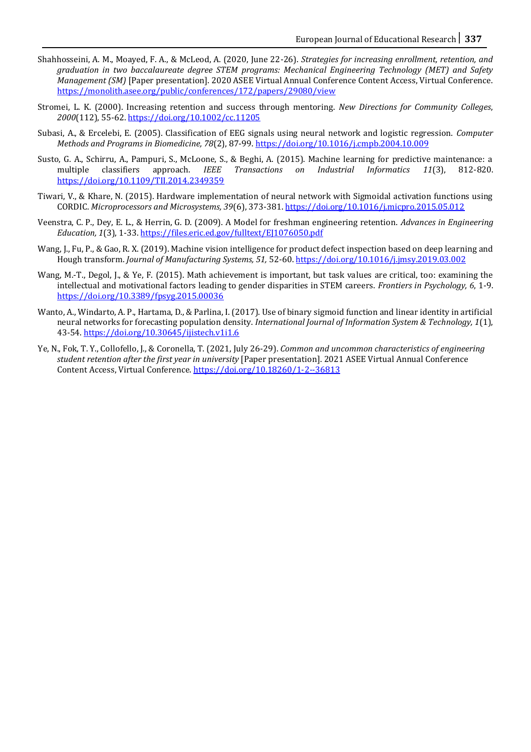Shahhosseini, A. M., Moayed, F. A., & McLeod, A. (2020, June 22-26). *Strategies for increasing enrollment, retention, and graduation in two baccalaureate degree STEM programs: Mechanical Engineering Technology (MET) and Safety Management (SM)* [Paper presentation]. 2020 ASEE Virtual Annual Conference Content Access, Virtual Conference. https://monolith.asee.org/public/conferences/172/papers/29080/view

Stromei, L. K. (2000). Increasing retention and success through mentoring. *New Directions for Community Colleges*, *2000*(112), 55-62. https://doi.org/10.1002/cc.11205

Subasi, A., & Ercelebi, E. (2005). Classification of EEG signals using neural network and logistic regression. *Computer Methods and Programs in Biomedicine, 78*(2), 87-99. https://doi.org/10.1016/j.cmpb.2004.10.009

Susto, G. A., Schirru, A., Pampuri, S., McLoone, S., & Beghi, A. (2015). Machine learning for predictive maintenance: a multiple classifiers approach. *IEEE Transactions on Industrial Informatics 11*(3), 812-820. https://doi.org/10.1109/TII.2014.2349359

Tiwari, V., & Khare, N. (2015). Hardware implementation of neural network with Sigmoidal activation functions using CORDIC. *Microprocessors and Microsystems, 39*(6), 373-381. https://doi.org/10.1016/j.micpro.2015.05.012

Veenstra, C. P., Dey, E. L., & Herrin, G. D. (2009). A Model for freshman engineering retention. *Advances in Engineering Education, 1*(3), 1-33. https://files.eric.ed.gov/fulltext/EJ1076050.pdf

Wang, J., Fu, P., & Gao, R. X. (2019). Machine vision intelligence for product defect inspection based on deep learning and Hough transform. *Journal of Manufacturing Systems, 51,* 52-60. https://doi.org/10.1016/j.jmsy.2019.03.002

Wang, M.-T., Degol, J., & Ye, F. (2015). Math achievement is important, but task values are critical, too: examining the intellectual and motivational factors leading to gender disparities in STEM careers. *Frontiers in Psychology, 6*, 1-9. https://doi.org/10.3389/fpsyg.2015.00036

Wanto, A., Windarto, A. P., Hartama, D., & Parlina, I. (2017). Use of binary sigmoid function and linear identity in artificial neural networks for forecasting population density. *International Journal of Information System & Technology, 1*(1), 43-54. https://doi.org/10.30645/ijistech.v1i1.6

Ye, N., Fok, T. Y., Collofello, J., & Coronella, T. (2021, July 26-29). *Common and uncommon characteristics of engineering student retention after the first year in university* [Paper presentation]. 2021 ASEE Virtual Annual Conference Content Access, Virtual Conference. https://doi.org/10.18260/1-2--36813